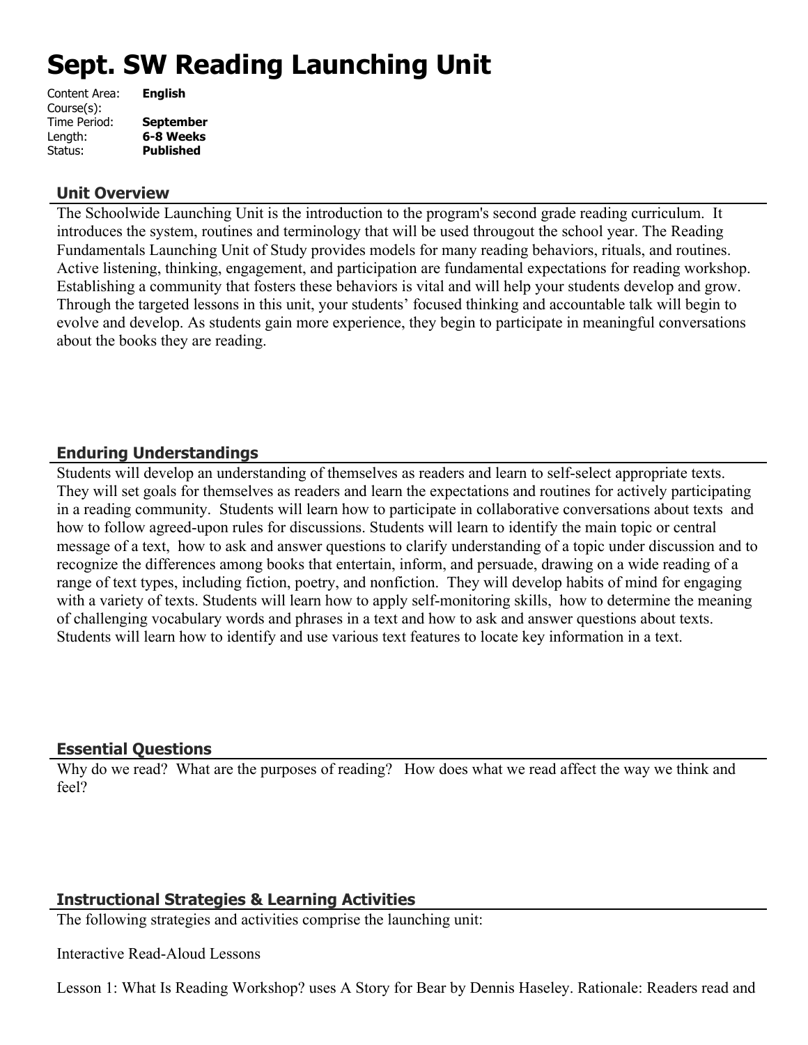# Sept. SW Reading Launching Unit

| | |
|---|---|
| Content Area: | **English** |
| Course(s): | |
| Time Period: | **September** |
| Length: | **6-8 Weeks** |
| Status: | **Published** |

## Unit Overview

The Schoolwide Launching Unit is the introduction to the program's second grade reading curriculum. It introduces the system, routines and terminology that will be used througout the school year. The Reading Fundamentals Launching Unit of Study provides models for many reading behaviors, rituals, and routines. Active listening, thinking, engagement, and participation are fundamental expectations for reading workshop. Establishing a community that fosters these behaviors is vital and will help your students develop and grow. Through the targeted lessons in this unit, your students' focused thinking and accountable talk will begin to evolve and develop. As students gain more experience, they begin to participate in meaningful conversations about the books they are reading.

## Enduring Understandings

Students will develop an understanding of themselves as readers and learn to self-select appropriate texts. They will set goals for themselves as readers and learn the expectations and routines for actively participating in a reading community. Students will learn how to participate in collaborative conversations about texts and how to follow agreed-upon rules for discussions. Students will learn to identify the main topic or central message of a text, how to ask and answer questions to clarify understanding of a topic under discussion and to recognize the differences among books that entertain, inform, and persuade, drawing on a wide reading of a range of text types, including fiction, poetry, and nonfiction. They will develop habits of mind for engaging with a variety of texts. Students will learn how to apply self-monitoring skills, how to determine the meaning of challenging vocabulary words and phrases in a text and how to ask and answer questions about texts. Students will learn how to identify and use various text features to locate key information in a text.

## Essential Questions

Why do we read? What are the purposes of reading? How does what we read affect the way we think and feel?

## Instructional Strategies & Learning Activities

The following strategies and activities comprise the launching unit:

Interactive Read-Aloud Lessons

Lesson 1: What Is Reading Workshop? uses A Story for Bear by Dennis Haseley. Rationale: Readers read and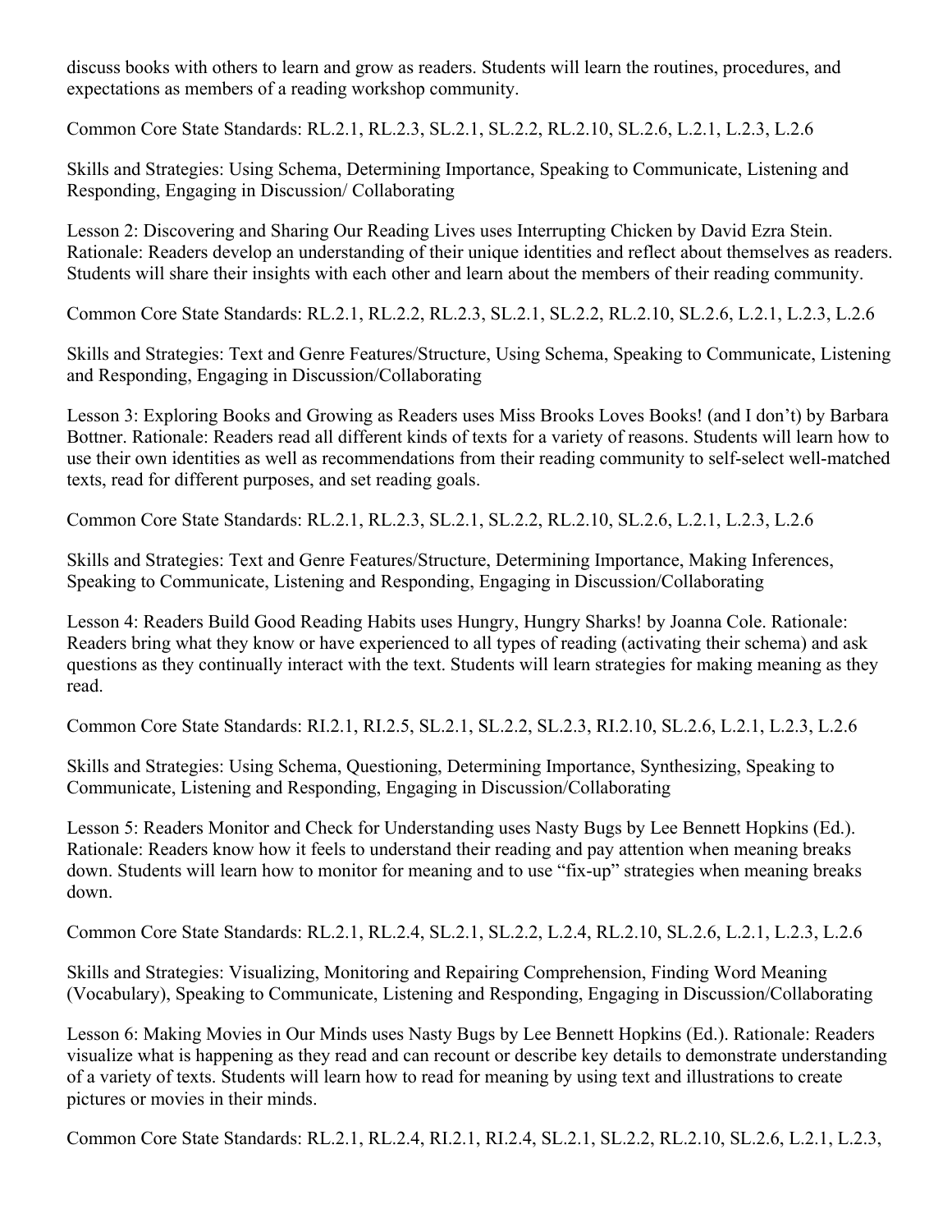discuss books with others to learn and grow as readers. Students will learn the routines, procedures, and expectations as members of a reading workshop community.

Common Core State Standards: RL.2.1, RL.2.3, SL.2.1, SL.2.2, RL.2.10, SL.2.6, L.2.1, L.2.3, L.2.6

Skills and Strategies: Using Schema, Determining Importance, Speaking to Communicate, Listening and Responding, Engaging in Discussion/ Collaborating

Lesson 2: Discovering and Sharing Our Reading Lives uses Interrupting Chicken by David Ezra Stein. Rationale: Readers develop an understanding of their unique identities and reflect about themselves as readers. Students will share their insights with each other and learn about the members of their reading community.

Common Core State Standards: RL.2.1, RL.2.2, RL.2.3, SL.2.1, SL.2.2, RL.2.10, SL.2.6, L.2.1, L.2.3, L.2.6

Skills and Strategies: Text and Genre Features/Structure, Using Schema, Speaking to Communicate, Listening and Responding, Engaging in Discussion/Collaborating

Lesson 3: Exploring Books and Growing as Readers uses Miss Brooks Loves Books! (and I don't) by Barbara Bottner. Rationale: Readers read all different kinds of texts for a variety of reasons. Students will learn how to use their own identities as well as recommendations from their reading community to self-select well-matched texts, read for different purposes, and set reading goals.

Common Core State Standards: RL.2.1, RL.2.3, SL.2.1, SL.2.2, RL.2.10, SL.2.6, L.2.1, L.2.3, L.2.6

Skills and Strategies: Text and Genre Features/Structure, Determining Importance, Making Inferences, Speaking to Communicate, Listening and Responding, Engaging in Discussion/Collaborating

Lesson 4: Readers Build Good Reading Habits uses Hungry, Hungry Sharks! by Joanna Cole. Rationale: Readers bring what they know or have experienced to all types of reading (activating their schema) and ask questions as they continually interact with the text. Students will learn strategies for making meaning as they read.

Common Core State Standards: RI.2.1, RI.2.5, SL.2.1, SL.2.2, SL.2.3, RI.2.10, SL.2.6, L.2.1, L.2.3, L.2.6

Skills and Strategies: Using Schema, Questioning, Determining Importance, Synthesizing, Speaking to Communicate, Listening and Responding, Engaging in Discussion/Collaborating

Lesson 5: Readers Monitor and Check for Understanding uses Nasty Bugs by Lee Bennett Hopkins (Ed.). Rationale: Readers know how it feels to understand their reading and pay attention when meaning breaks down. Students will learn how to monitor for meaning and to use "fix-up" strategies when meaning breaks down.

Common Core State Standards: RL.2.1, RL.2.4, SL.2.1, SL.2.2, L.2.4, RL.2.10, SL.2.6, L.2.1, L.2.3, L.2.6

Skills and Strategies: Visualizing, Monitoring and Repairing Comprehension, Finding Word Meaning (Vocabulary), Speaking to Communicate, Listening and Responding, Engaging in Discussion/Collaborating

Lesson 6: Making Movies in Our Minds uses Nasty Bugs by Lee Bennett Hopkins (Ed.). Rationale: Readers visualize what is happening as they read and can recount or describe key details to demonstrate understanding of a variety of texts. Students will learn how to read for meaning by using text and illustrations to create pictures or movies in their minds.

Common Core State Standards: RL.2.1, RL.2.4, RI.2.1, RI.2.4, SL.2.1, SL.2.2, RL.2.10, SL.2.6, L.2.1, L.2.3,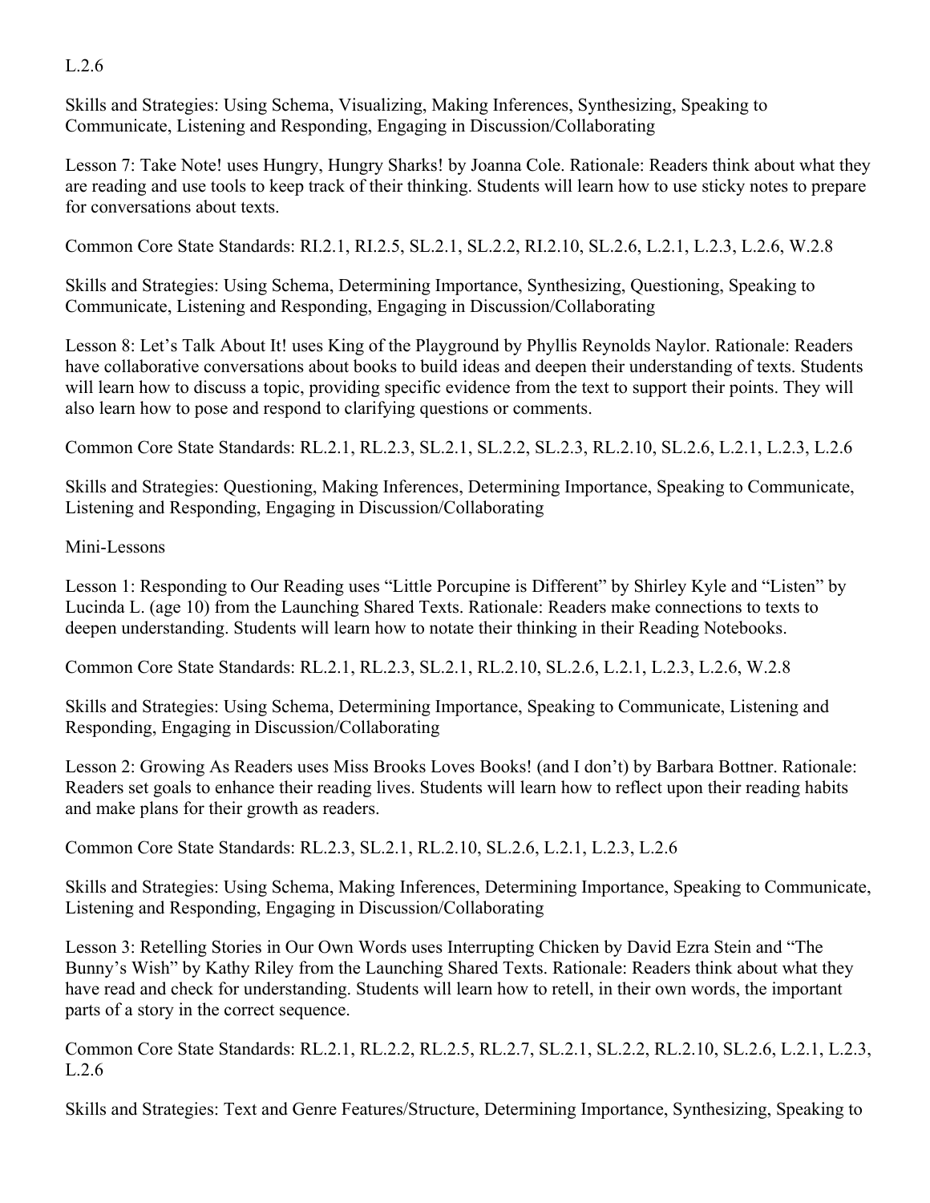L.2.6

Skills and Strategies: Using Schema, Visualizing, Making Inferences, Synthesizing, Speaking to Communicate, Listening and Responding, Engaging in Discussion/Collaborating

Lesson 7: Take Note! uses Hungry, Hungry Sharks! by Joanna Cole. Rationale: Readers think about what they are reading and use tools to keep track of their thinking. Students will learn how to use sticky notes to prepare for conversations about texts.

Common Core State Standards: RI.2.1, RI.2.5, SL.2.1, SL.2.2, RI.2.10, SL.2.6, L.2.1, L.2.3, L.2.6, W.2.8

Skills and Strategies: Using Schema, Determining Importance, Synthesizing, Questioning, Speaking to Communicate, Listening and Responding, Engaging in Discussion/Collaborating

Lesson 8: Let's Talk About It! uses King of the Playground by Phyllis Reynolds Naylor. Rationale: Readers have collaborative conversations about books to build ideas and deepen their understanding of texts. Students will learn how to discuss a topic, providing specific evidence from the text to support their points. They will also learn how to pose and respond to clarifying questions or comments.

Common Core State Standards: RL.2.1, RL.2.3, SL.2.1, SL.2.2, SL.2.3, RL.2.10, SL.2.6, L.2.1, L.2.3, L.2.6

Skills and Strategies: Questioning, Making Inferences, Determining Importance, Speaking to Communicate, Listening and Responding, Engaging in Discussion/Collaborating

Mini-Lessons

Lesson 1: Responding to Our Reading uses "Little Porcupine is Different" by Shirley Kyle and "Listen" by Lucinda L. (age 10) from the Launching Shared Texts. Rationale: Readers make connections to texts to deepen understanding. Students will learn how to notate their thinking in their Reading Notebooks.

Common Core State Standards: RL.2.1, RL.2.3, SL.2.1, RL.2.10, SL.2.6, L.2.1, L.2.3, L.2.6, W.2.8

Skills and Strategies: Using Schema, Determining Importance, Speaking to Communicate, Listening and Responding, Engaging in Discussion/Collaborating

Lesson 2: Growing As Readers uses Miss Brooks Loves Books! (and I don't) by Barbara Bottner. Rationale: Readers set goals to enhance their reading lives. Students will learn how to reflect upon their reading habits and make plans for their growth as readers.

Common Core State Standards: RL.2.3, SL.2.1, RL.2.10, SL.2.6, L.2.1, L.2.3, L.2.6

Skills and Strategies: Using Schema, Making Inferences, Determining Importance, Speaking to Communicate, Listening and Responding, Engaging in Discussion/Collaborating

Lesson 3: Retelling Stories in Our Own Words uses Interrupting Chicken by David Ezra Stein and "The Bunny's Wish" by Kathy Riley from the Launching Shared Texts. Rationale: Readers think about what they have read and check for understanding. Students will learn how to retell, in their own words, the important parts of a story in the correct sequence.

Common Core State Standards: RL.2.1, RL.2.2, RL.2.5, RL.2.7, SL.2.1, SL.2.2, RL.2.10, SL.2.6, L.2.1, L.2.3, L.2.6

Skills and Strategies: Text and Genre Features/Structure, Determining Importance, Synthesizing, Speaking to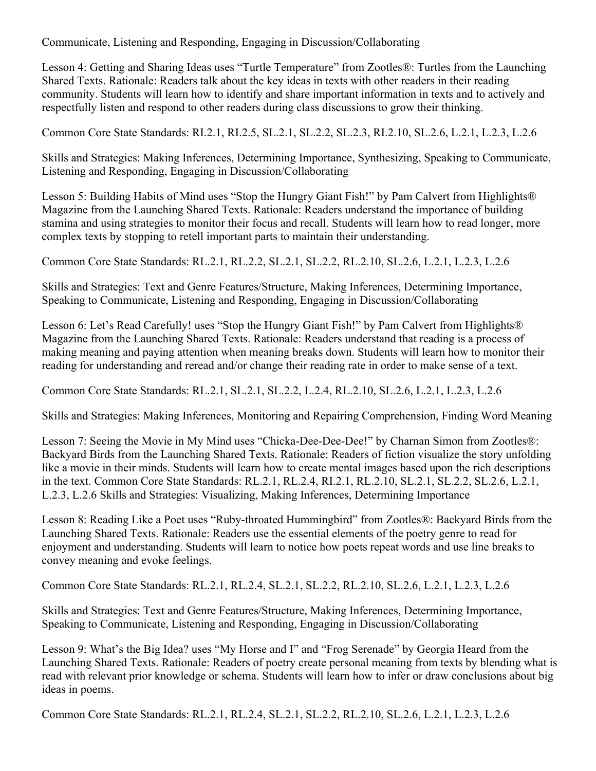Communicate, Listening and Responding, Engaging in Discussion/Collaborating

Lesson 4: Getting and Sharing Ideas uses “Turtle Temperature” from Zootles®: Turtles from the Launching Shared Texts. Rationale: Readers talk about the key ideas in texts with other readers in their reading community. Students will learn how to identify and share important information in texts and to actively and respectfully listen and respond to other readers during class discussions to grow their thinking.

Common Core State Standards: RI.2.1, RI.2.5, SL.2.1, SL.2.2, SL.2.3, RI.2.10, SL.2.6, L.2.1, L.2.3, L.2.6

Skills and Strategies: Making Inferences, Determining Importance, Synthesizing, Speaking to Communicate, Listening and Responding, Engaging in Discussion/Collaborating

Lesson 5: Building Habits of Mind uses “Stop the Hungry Giant Fish!” by Pam Calvert from Highlights® Magazine from the Launching Shared Texts. Rationale: Readers understand the importance of building stamina and using strategies to monitor their focus and recall. Students will learn how to read longer, more complex texts by stopping to retell important parts to maintain their understanding.

Common Core State Standards: RL.2.1, RL.2.2, SL.2.1, SL.2.2, RL.2.10, SL.2.6, L.2.1, L.2.3, L.2.6

Skills and Strategies: Text and Genre Features/Structure, Making Inferences, Determining Importance, Speaking to Communicate, Listening and Responding, Engaging in Discussion/Collaborating

Lesson 6: Let’s Read Carefully! uses “Stop the Hungry Giant Fish!” by Pam Calvert from Highlights® Magazine from the Launching Shared Texts. Rationale: Readers understand that reading is a process of making meaning and paying attention when meaning breaks down. Students will learn how to monitor their reading for understanding and reread and/or change their reading rate in order to make sense of a text.

Common Core State Standards: RL.2.1, SL.2.1, SL.2.2, L.2.4, RL.2.10, SL.2.6, L.2.1, L.2.3, L.2.6

Skills and Strategies: Making Inferences, Monitoring and Repairing Comprehension, Finding Word Meaning

Lesson 7: Seeing the Movie in My Mind uses “Chicka-Dee-Dee-Dee!” by Charnan Simon from Zootles®: Backyard Birds from the Launching Shared Texts. Rationale: Readers of fiction visualize the story unfolding like a movie in their minds. Students will learn how to create mental images based upon the rich descriptions in the text. Common Core State Standards: RL.2.1, RL.2.4, RI.2.1, RL.2.10, SL.2.1, SL.2.2, SL.2.6, L.2.1, L.2.3, L.2.6 Skills and Strategies: Visualizing, Making Inferences, Determining Importance

Lesson 8: Reading Like a Poet uses “Ruby-throated Hummingbird” from Zootles®: Backyard Birds from the Launching Shared Texts. Rationale: Readers use the essential elements of the poetry genre to read for enjoyment and understanding. Students will learn to notice how poets repeat words and use line breaks to convey meaning and evoke feelings.

Common Core State Standards: RL.2.1, RL.2.4, SL.2.1, SL.2.2, RL.2.10, SL.2.6, L.2.1, L.2.3, L.2.6

Skills and Strategies: Text and Genre Features/Structure, Making Inferences, Determining Importance, Speaking to Communicate, Listening and Responding, Engaging in Discussion/Collaborating

Lesson 9: What’s the Big Idea? uses “My Horse and I” and “Frog Serenade” by Georgia Heard from the Launching Shared Texts. Rationale: Readers of poetry create personal meaning from texts by blending what is read with relevant prior knowledge or schema. Students will learn how to infer or draw conclusions about big ideas in poems.

Common Core State Standards: RL.2.1, RL.2.4, SL.2.1, SL.2.2, RL.2.10, SL.2.6, L.2.1, L.2.3, L.2.6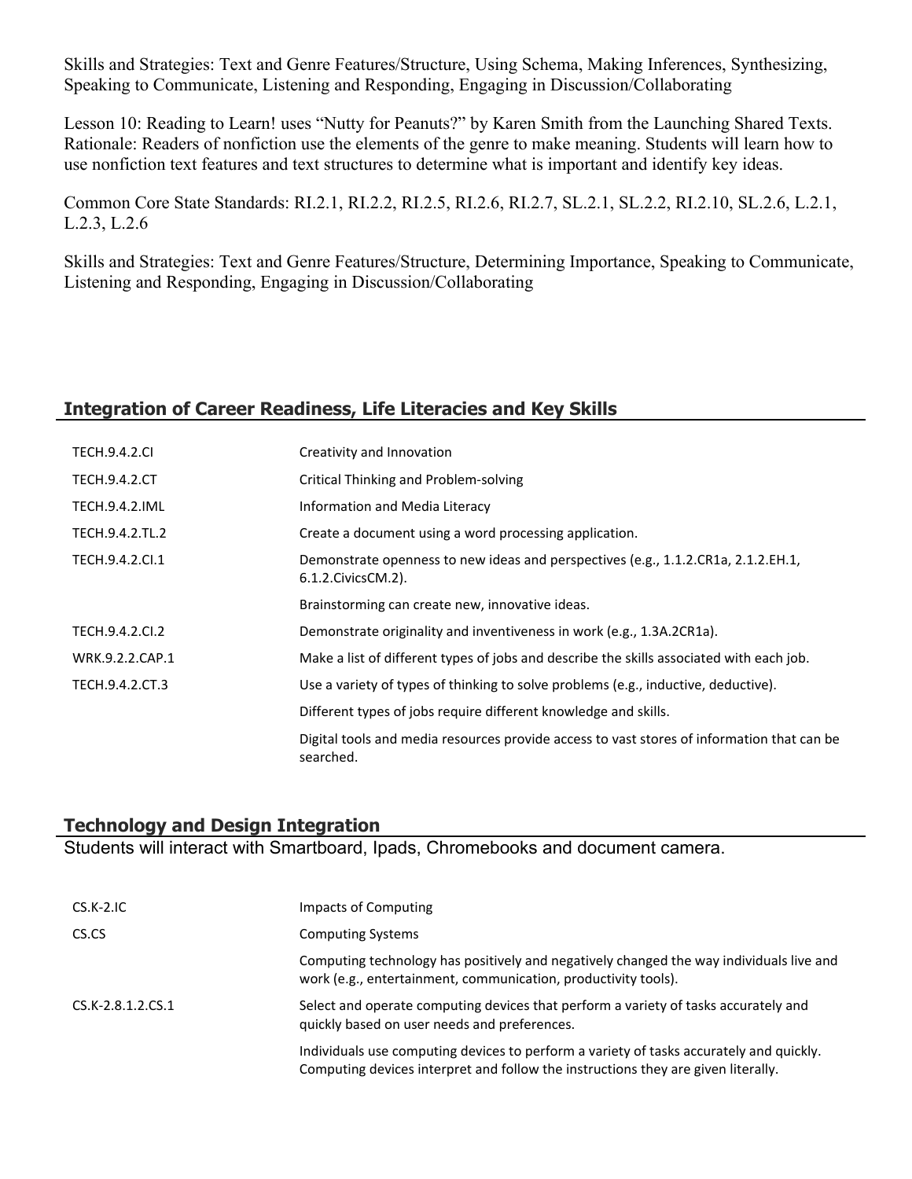Skills and Strategies: Text and Genre Features/Structure, Using Schema, Making Inferences, Synthesizing, Speaking to Communicate, Listening and Responding, Engaging in Discussion/Collaborating

Lesson 10: Reading to Learn! uses "Nutty for Peanuts?" by Karen Smith from the Launching Shared Texts. Rationale: Readers of nonfiction use the elements of the genre to make meaning. Students will learn how to use nonfiction text features and text structures to determine what is important and identify key ideas.

Common Core State Standards: RI.2.1, RI.2.2, RI.2.5, RI.2.6, RI.2.7, SL.2.1, SL.2.2, RI.2.10, SL.2.6, L.2.1, L.2.3, L.2.6

Skills and Strategies: Text and Genre Features/Structure, Determining Importance, Speaking to Communicate, Listening and Responding, Engaging in Discussion/Collaborating

## Integration of Career Readiness, Life Literacies and Key Skills

| | |
|---|---|
| TECH.9.4.2.CI | Creativity and Innovation |
| TECH.9.4.2.CT | Critical Thinking and Problem-solving |
| TECH.9.4.2.IML | Information and Media Literacy |
| TECH.9.4.2.TL.2 | Create a document using a word processing application. |
| TECH.9.4.2.CI.1 | Demonstrate openness to new ideas and perspectives (e.g., 1.1.2.CR1a, 2.1.2.EH.1, 6.1.2.CivicsCM.2). |
| | Brainstorming can create new, innovative ideas. |
| TECH.9.4.2.CI.2 | Demonstrate originality and inventiveness in work (e.g., 1.3A.2CR1a). |
| WRK.9.2.2.CAP.1 | Make a list of different types of jobs and describe the skills associated with each job. |
| TECH.9.4.2.CT.3 | Use a variety of types of thinking to solve problems (e.g., inductive, deductive). |
| | Different types of jobs require different knowledge and skills. |
| | Digital tools and media resources provide access to vast stores of information that can be searched. |

## Technology and Design Integration

Students will interact with Smartboard, Ipads, Chromebooks and document camera.

| | |
|---|---|
| CS.K-2.IC | Impacts of Computing |
| CS.CS | Computing Systems |
| | Computing technology has positively and negatively changed the way individuals live and work (e.g., entertainment, communication, productivity tools). |
| CS.K-2.8.1.2.CS.1 | Select and operate computing devices that perform a variety of tasks accurately and quickly based on user needs and preferences. |
| | Individuals use computing devices to perform a variety of tasks accurately and quickly. Computing devices interpret and follow the instructions they are given literally. |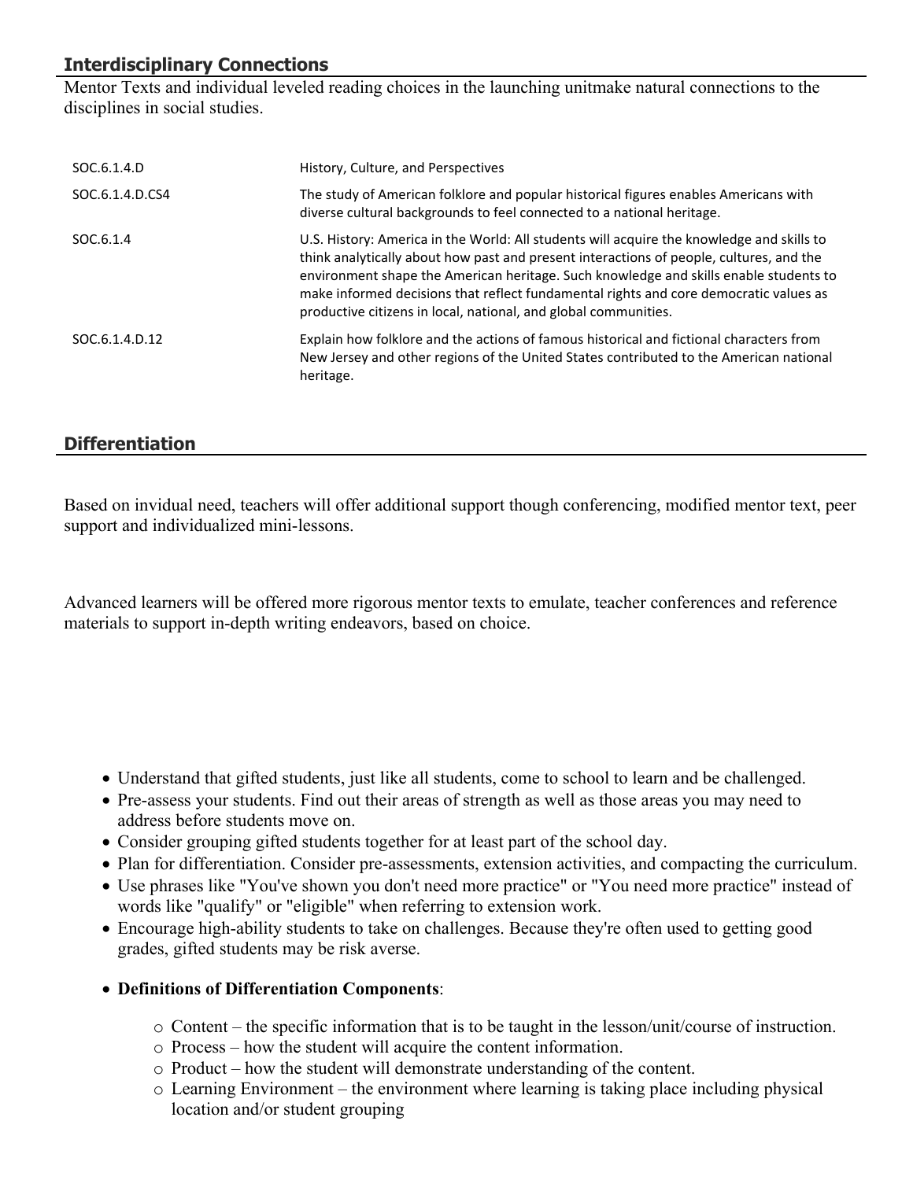## Interdisciplinary Connections

Mentor Texts and individual leveled reading choices in the launching unitmake natural connections to the disciplines in social studies.

| | |
|---|---|
| SOC.6.1.4.D | History, Culture, and Perspectives |
| SOC.6.1.4.D.CS4 | The study of American folklore and popular historical figures enables Americans with diverse cultural backgrounds to feel connected to a national heritage. |
| SOC.6.1.4 | U.S. History: America in the World: All students will acquire the knowledge and skills to think analytically about how past and present interactions of people, cultures, and the environment shape the American heritage. Such knowledge and skills enable students to make informed decisions that reflect fundamental rights and core democratic values as productive citizens in local, national, and global communities. |
| SOC.6.1.4.D.12 | Explain how folklore and the actions of famous historical and fictional characters from New Jersey and other regions of the United States contributed to the American national heritage. |

## Differentiation

Based on invidual need, teachers will offer additional support though conferencing, modified mentor text, peer support and individualized mini-lessons.

Advanced learners will be offered more rigorous mentor texts to emulate, teacher conferences and reference materials to support in-depth writing endeavors, based on choice.

- Understand that gifted students, just like all students, come to school to learn and be challenged.
- Pre-assess your students. Find out their areas of strength as well as those areas you may need to address before students move on.
- Consider grouping gifted students together for at least part of the school day.
- Plan for differentiation. Consider pre-assessments, extension activities, and compacting the curriculum.
- Use phrases like "You've shown you don't need more practice" or "You need more practice" instead of words like "qualify" or "eligible" when referring to extension work.
- Encourage high-ability students to take on challenges. Because they're often used to getting good grades, gifted students may be risk averse.
- **Definitions of Differentiation Components**:
    - Content – the specific information that is to be taught in the lesson/unit/course of instruction.
    - Process – how the student will acquire the content information.
    - Product – how the student will demonstrate understanding of the content.
    - Learning Environment – the environment where learning is taking place including physical location and/or student grouping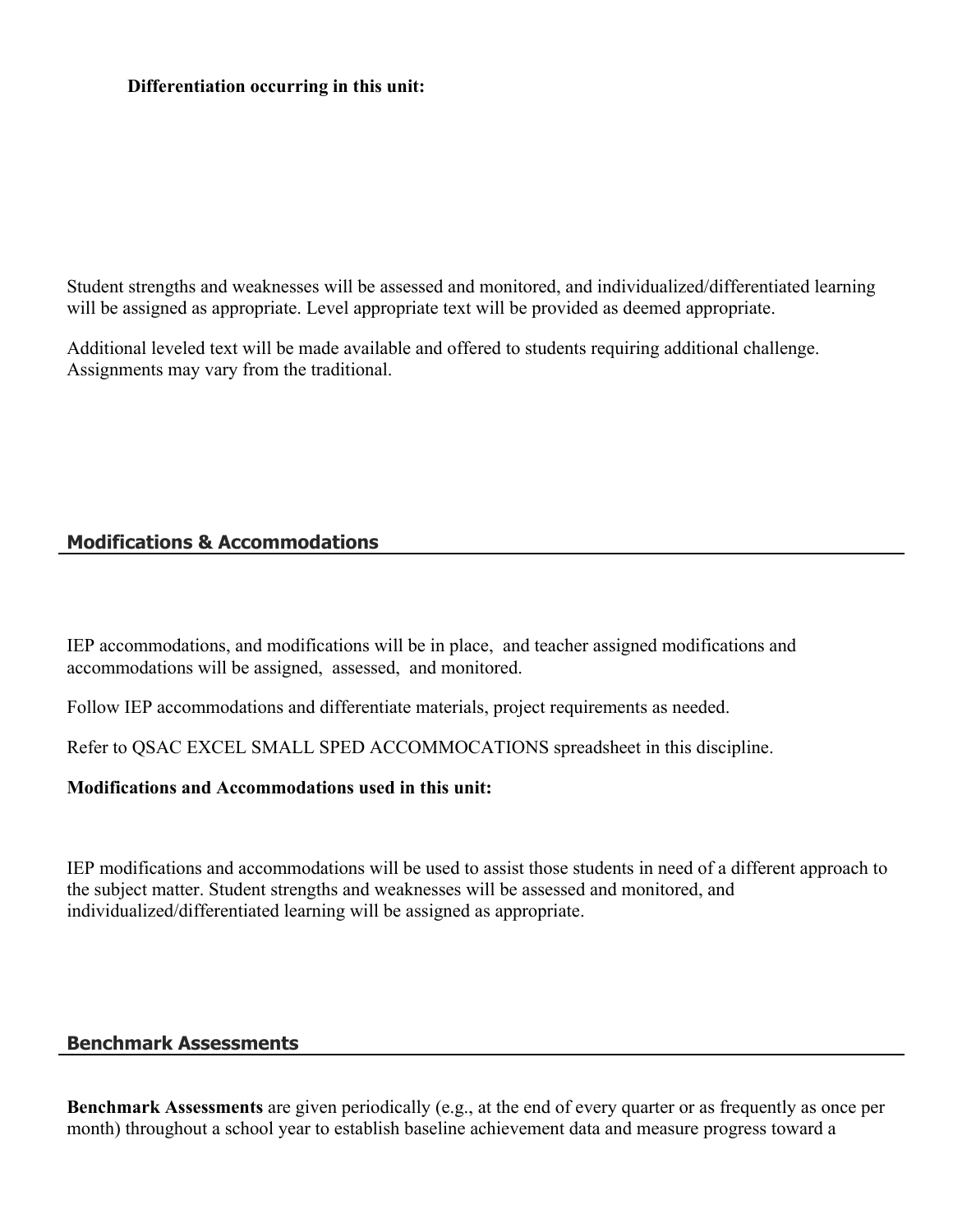**Differentiation occurring in this unit:**

Student strengths and weaknesses will be assessed and monitored, and individualized/differentiated learning will be assigned as appropriate. Level appropriate text will be provided as deemed appropriate.

Additional leveled text will be made available and offered to students requiring additional challenge. Assignments may vary from the traditional.

## Modifications & Accommodations

IEP accommodations, and modifications will be in place, and teacher assigned modifications and accommodations will be assigned, assessed, and monitored.

Follow IEP accommodations and differentiate materials, project requirements as needed.

Refer to QSAC EXCEL SMALL SPED ACCOMMOCATIONS spreadsheet in this discipline.

**Modifications and Accommodations used in this unit:**

IEP modifications and accommodations will be used to assist those students in need of a different approach to the subject matter. Student strengths and weaknesses will be assessed and monitored, and individualized/differentiated learning will be assigned as appropriate.

## Benchmark Assessments

**Benchmark Assessments** are given periodically (e.g., at the end of every quarter or as frequently as once per month) throughout a school year to establish baseline achievement data and measure progress toward a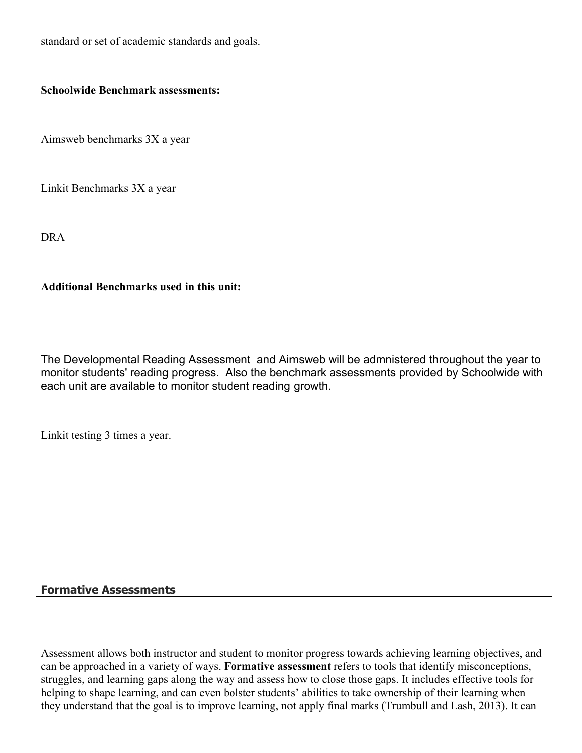standard or set of academic standards and goals.

**Schoolwide Benchmark assessments:**

Aimsweb benchmarks 3X a year

Linkit Benchmarks 3X a year

DRA

**Additional Benchmarks used in this unit:**

The Developmental Reading Assessment and Aimsweb will be admnistered throughout the year to monitor students' reading progress. Also the benchmark assessments provided by Schoolwide with each unit are available to monitor student reading growth.

Linkit testing 3 times a year.

## Formative Assessments

Assessment allows both instructor and student to monitor progress towards achieving learning objectives, and can be approached in a variety of ways. **Formative assessment** refers to tools that identify misconceptions, struggles, and learning gaps along the way and assess how to close those gaps. It includes effective tools for helping to shape learning, and can even bolster students' abilities to take ownership of their learning when they understand that the goal is to improve learning, not apply final marks (Trumbull and Lash, 2013). It can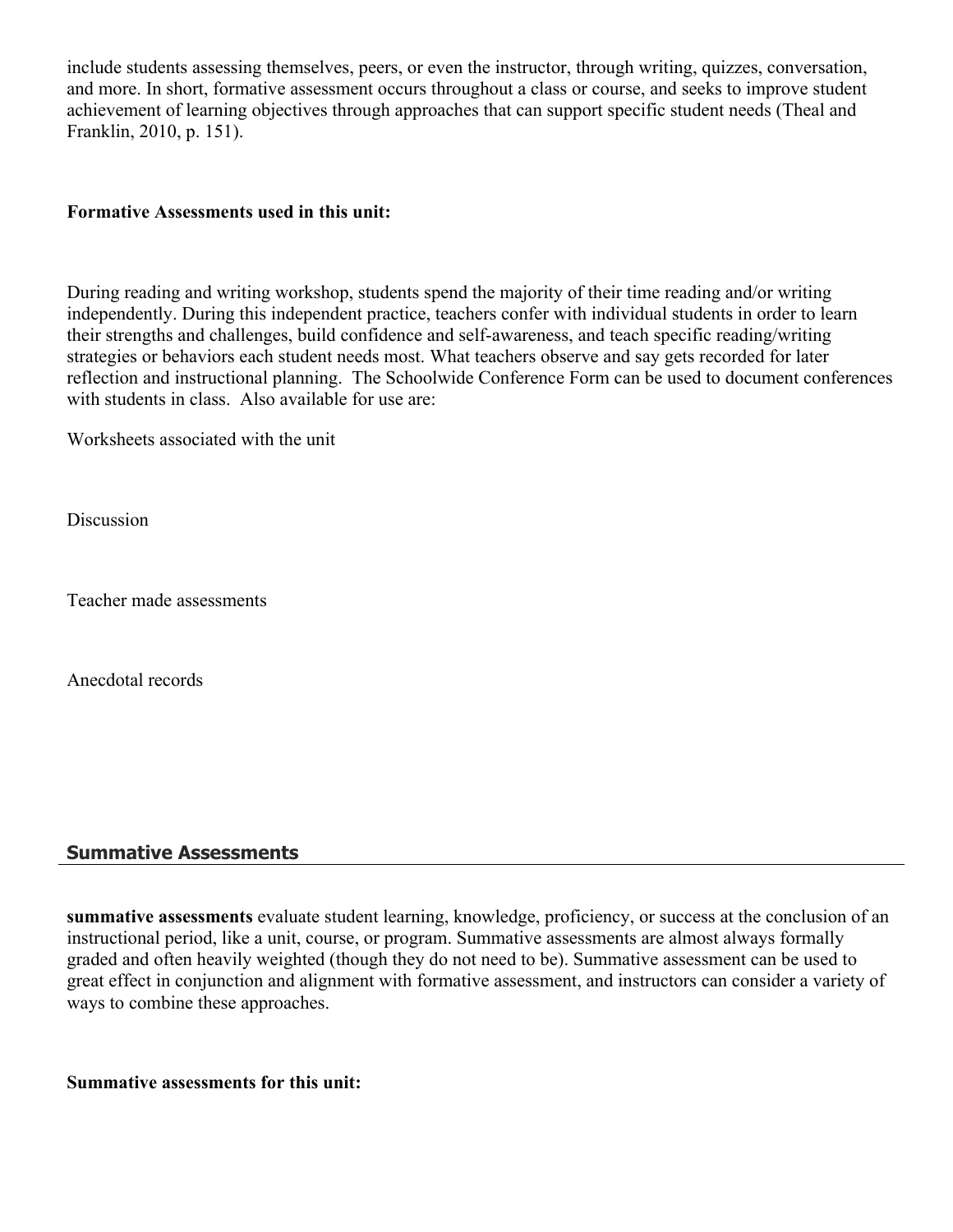include students assessing themselves, peers, or even the instructor, through writing, quizzes, conversation, and more. In short, formative assessment occurs throughout a class or course, and seeks to improve student achievement of learning objectives through approaches that can support specific student needs (Theal and Franklin, 2010, p. 151).

**Formative Assessments used in this unit:**

During reading and writing workshop, students spend the majority of their time reading and/or writing independently. During this independent practice, teachers confer with individual students in order to learn their strengths and challenges, build confidence and self-awareness, and teach specific reading/writing strategies or behaviors each student needs most. What teachers observe and say gets recorded for later reflection and instructional planning. The Schoolwide Conference Form can be used to document conferences with students in class. Also available for use are:

Worksheets associated with the unit

Discussion

Teacher made assessments

Anecdotal records

## Summative Assessments

**summative assessments** evaluate student learning, knowledge, proficiency, or success at the conclusion of an instructional period, like a unit, course, or program. Summative assessments are almost always formally graded and often heavily weighted (though they do not need to be). Summative assessment can be used to great effect in conjunction and alignment with formative assessment, and instructors can consider a variety of ways to combine these approaches.

**Summative assessments for this unit:**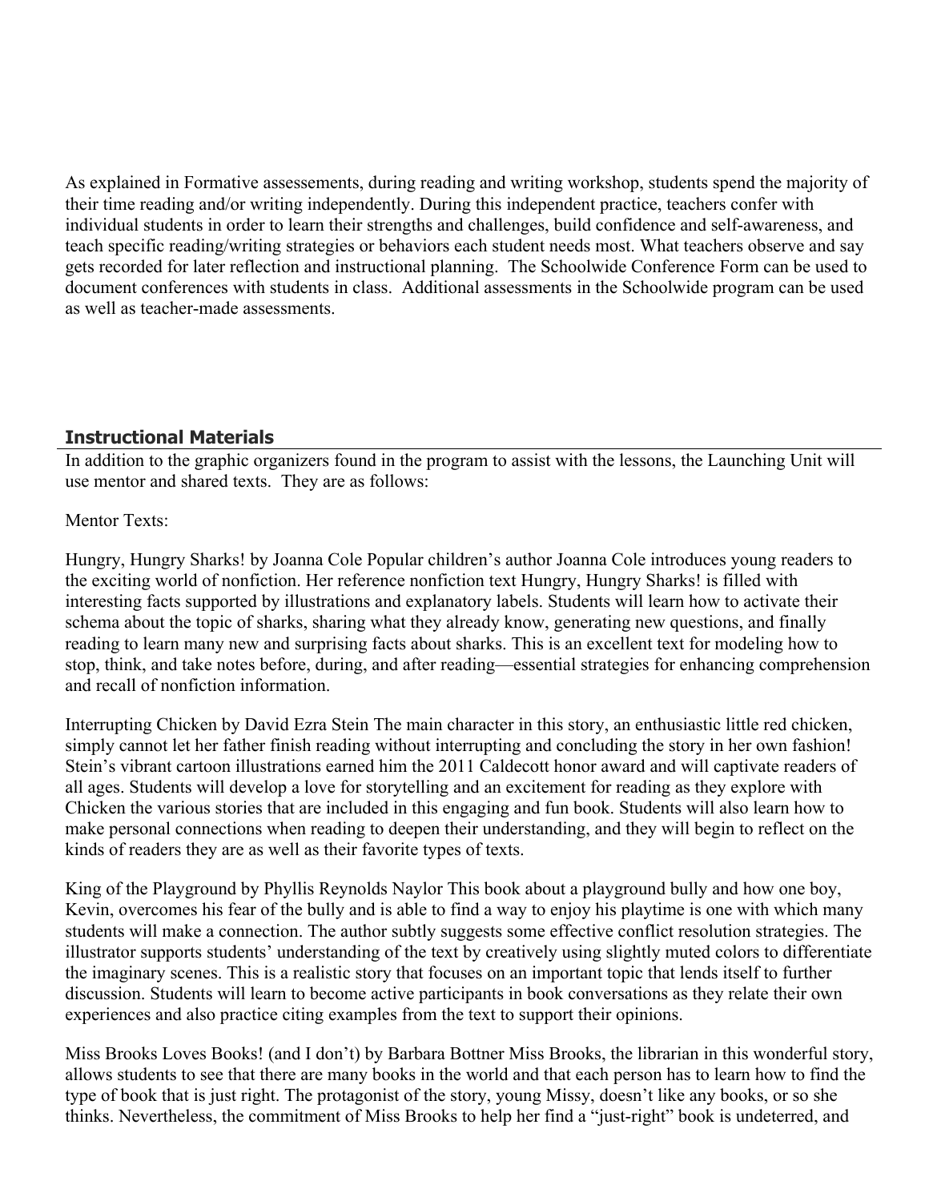As explained in Formative assessements, during reading and writing workshop, students spend the majority of their time reading and/or writing independently. During this independent practice, teachers confer with individual students in order to learn their strengths and challenges, build confidence and self-awareness, and teach specific reading/writing strategies or behaviors each student needs most. What teachers observe and say gets recorded for later reflection and instructional planning. The Schoolwide Conference Form can be used to document conferences with students in class. Additional assessments in the Schoolwide program can be used as well as teacher-made assessments.

## Instructional Materials

In addition to the graphic organizers found in the program to assist with the lessons, the Launching Unit will use mentor and shared texts. They are as follows:

Mentor Texts:

Hungry, Hungry Sharks! by Joanna Cole Popular children's author Joanna Cole introduces young readers to the exciting world of nonfiction. Her reference nonfiction text Hungry, Hungry Sharks! is filled with interesting facts supported by illustrations and explanatory labels. Students will learn how to activate their schema about the topic of sharks, sharing what they already know, generating new questions, and finally reading to learn many new and surprising facts about sharks. This is an excellent text for modeling how to stop, think, and take notes before, during, and after reading—essential strategies for enhancing comprehension and recall of nonfiction information.

Interrupting Chicken by David Ezra Stein The main character in this story, an enthusiastic little red chicken, simply cannot let her father finish reading without interrupting and concluding the story in her own fashion! Stein's vibrant cartoon illustrations earned him the 2011 Caldecott honor award and will captivate readers of all ages. Students will develop a love for storytelling and an excitement for reading as they explore with Chicken the various stories that are included in this engaging and fun book. Students will also learn how to make personal connections when reading to deepen their understanding, and they will begin to reflect on the kinds of readers they are as well as their favorite types of texts.

King of the Playground by Phyllis Reynolds Naylor This book about a playground bully and how one boy, Kevin, overcomes his fear of the bully and is able to find a way to enjoy his playtime is one with which many students will make a connection. The author subtly suggests some effective conflict resolution strategies. The illustrator supports students' understanding of the text by creatively using slightly muted colors to differentiate the imaginary scenes. This is a realistic story that focuses on an important topic that lends itself to further discussion. Students will learn to become active participants in book conversations as they relate their own experiences and also practice citing examples from the text to support their opinions.

Miss Brooks Loves Books! (and I don't) by Barbara Bottner Miss Brooks, the librarian in this wonderful story, allows students to see that there are many books in the world and that each person has to learn how to find the type of book that is just right. The protagonist of the story, young Missy, doesn't like any books, or so she thinks. Nevertheless, the commitment of Miss Brooks to help her find a "just-right" book is undeterred, and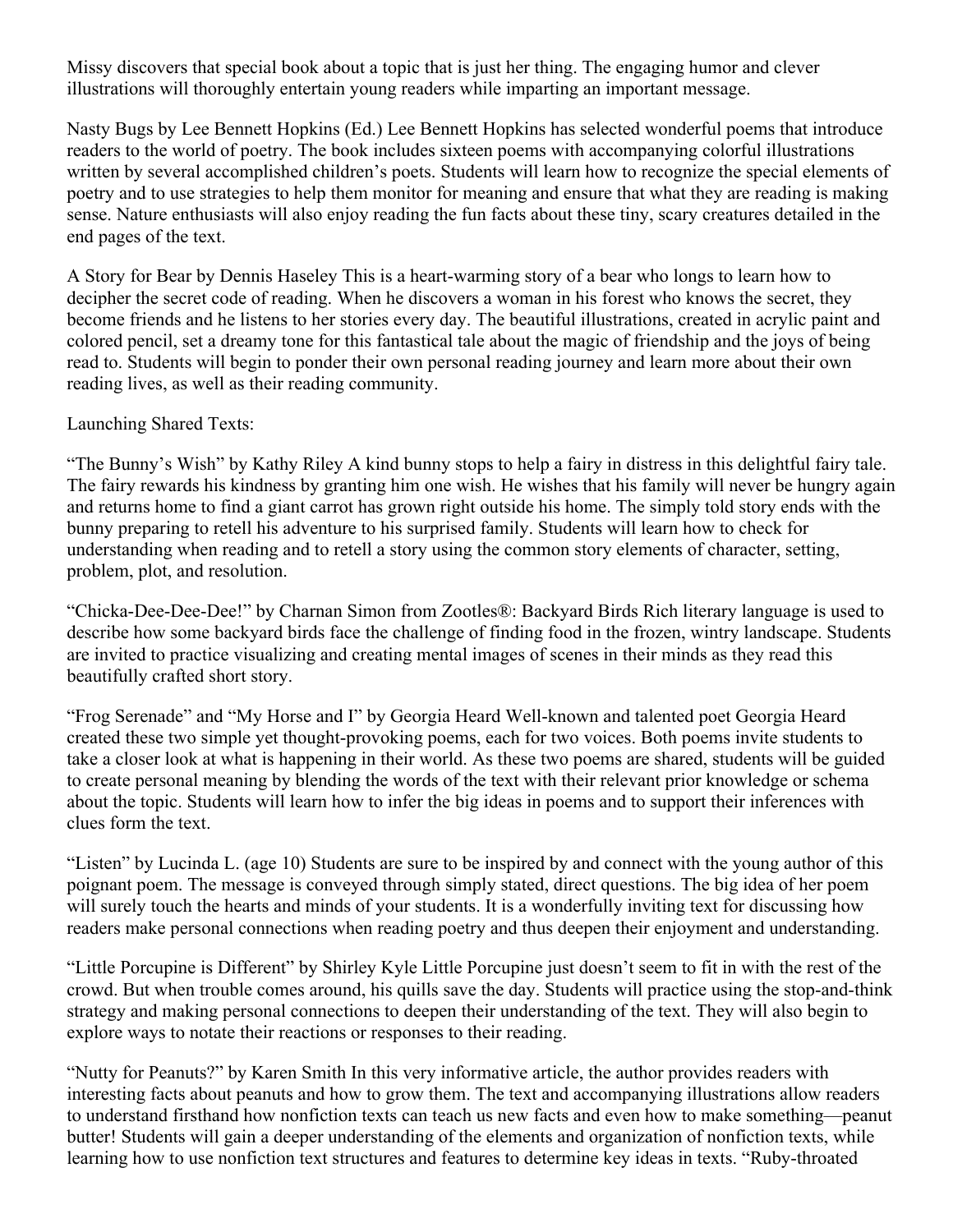Missy discovers that special book about a topic that is just her thing. The engaging humor and clever illustrations will thoroughly entertain young readers while imparting an important message.

Nasty Bugs by Lee Bennett Hopkins (Ed.) Lee Bennett Hopkins has selected wonderful poems that introduce readers to the world of poetry. The book includes sixteen poems with accompanying colorful illustrations written by several accomplished children's poets. Students will learn how to recognize the special elements of poetry and to use strategies to help them monitor for meaning and ensure that what they are reading is making sense. Nature enthusiasts will also enjoy reading the fun facts about these tiny, scary creatures detailed in the end pages of the text.

A Story for Bear by Dennis Haseley This is a heart-warming story of a bear who longs to learn how to decipher the secret code of reading. When he discovers a woman in his forest who knows the secret, they become friends and he listens to her stories every day. The beautiful illustrations, created in acrylic paint and colored pencil, set a dreamy tone for this fantastical tale about the magic of friendship and the joys of being read to. Students will begin to ponder their own personal reading journey and learn more about their own reading lives, as well as their reading community.

Launching Shared Texts:

"The Bunny's Wish" by Kathy Riley A kind bunny stops to help a fairy in distress in this delightful fairy tale. The fairy rewards his kindness by granting him one wish. He wishes that his family will never be hungry again and returns home to find a giant carrot has grown right outside his home. The simply told story ends with the bunny preparing to retell his adventure to his surprised family. Students will learn how to check for understanding when reading and to retell a story using the common story elements of character, setting, problem, plot, and resolution.

"Chicka-Dee-Dee-Dee!" by Charnan Simon from Zootles®: Backyard Birds Rich literary language is used to describe how some backyard birds face the challenge of finding food in the frozen, wintry landscape. Students are invited to practice visualizing and creating mental images of scenes in their minds as they read this beautifully crafted short story.

"Frog Serenade" and "My Horse and I" by Georgia Heard Well-known and talented poet Georgia Heard created these two simple yet thought-provoking poems, each for two voices. Both poems invite students to take a closer look at what is happening in their world. As these two poems are shared, students will be guided to create personal meaning by blending the words of the text with their relevant prior knowledge or schema about the topic. Students will learn how to infer the big ideas in poems and to support their inferences with clues form the text.

"Listen" by Lucinda L. (age 10) Students are sure to be inspired by and connect with the young author of this poignant poem. The message is conveyed through simply stated, direct questions. The big idea of her poem will surely touch the hearts and minds of your students. It is a wonderfully inviting text for discussing how readers make personal connections when reading poetry and thus deepen their enjoyment and understanding.

"Little Porcupine is Different" by Shirley Kyle Little Porcupine just doesn't seem to fit in with the rest of the crowd. But when trouble comes around, his quills save the day. Students will practice using the stop-and-think strategy and making personal connections to deepen their understanding of the text. They will also begin to explore ways to notate their reactions or responses to their reading.

"Nutty for Peanuts?" by Karen Smith In this very informative article, the author provides readers with interesting facts about peanuts and how to grow them. The text and accompanying illustrations allow readers to understand firsthand how nonfiction texts can teach us new facts and even how to make something—peanut butter! Students will gain a deeper understanding of the elements and organization of nonfiction texts, while learning how to use nonfiction text structures and features to determine key ideas in texts. "Ruby-throated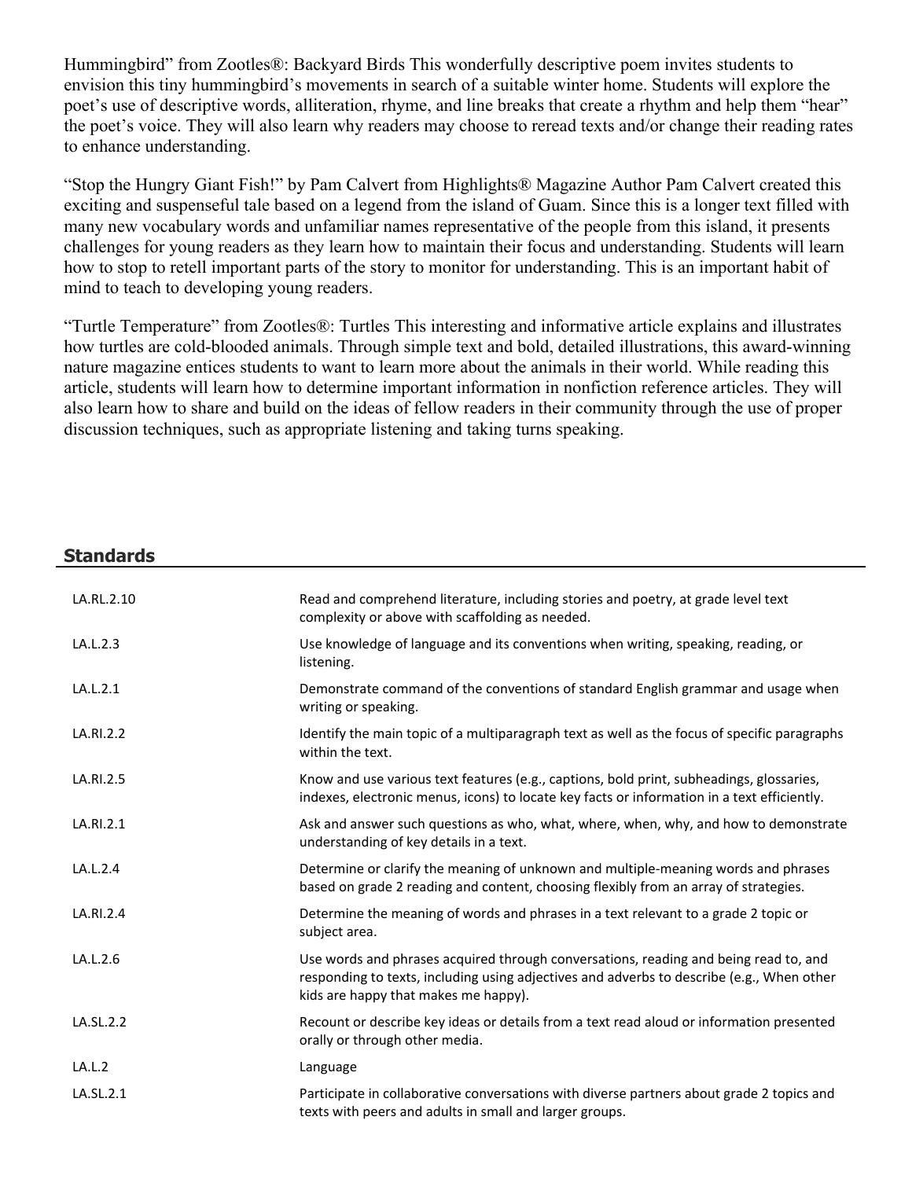Hummingbird" from Zootles®: Backyard Birds This wonderfully descriptive poem invites students to envision this tiny hummingbird's movements in search of a suitable winter home. Students will explore the poet's use of descriptive words, alliteration, rhyme, and line breaks that create a rhythm and help them "hear" the poet's voice. They will also learn why readers may choose to reread texts and/or change their reading rates to enhance understanding.

"Stop the Hungry Giant Fish!" by Pam Calvert from Highlights® Magazine Author Pam Calvert created this exciting and suspenseful tale based on a legend from the island of Guam. Since this is a longer text filled with many new vocabulary words and unfamiliar names representative of the people from this island, it presents challenges for young readers as they learn how to maintain their focus and understanding. Students will learn how to stop to retell important parts of the story to monitor for understanding. This is an important habit of mind to teach to developing young readers.

"Turtle Temperature" from Zootles®: Turtles This interesting and informative article explains and illustrates how turtles are cold-blooded animals. Through simple text and bold, detailed illustrations, this award-winning nature magazine entices students to want to learn more about the animals in their world. While reading this article, students will learn how to determine important information in nonfiction reference articles. They will also learn how to share and build on the ideas of fellow readers in their community through the use of proper discussion techniques, such as appropriate listening and taking turns speaking.

## Standards

| | |
|---|---|
| LA.RL.2.10 | Read and comprehend literature, including stories and poetry, at grade level text complexity or above with scaffolding as needed. |
| LA.L.2.3 | Use knowledge of language and its conventions when writing, speaking, reading, or listening. |
| LA.L.2.1 | Demonstrate command of the conventions of standard English grammar and usage when writing or speaking. |
| LA.RI.2.2 | Identify the main topic of a multiparagraph text as well as the focus of specific paragraphs within the text. |
| LA.RI.2.5 | Know and use various text features (e.g., captions, bold print, subheadings, glossaries, indexes, electronic menus, icons) to locate key facts or information in a text efficiently. |
| LA.RI.2.1 | Ask and answer such questions as who, what, where, when, why, and how to demonstrate understanding of key details in a text. |
| LA.L.2.4 | Determine or clarify the meaning of unknown and multiple-meaning words and phrases based on grade 2 reading and content, choosing flexibly from an array of strategies. |
| LA.RI.2.4 | Determine the meaning of words and phrases in a text relevant to a grade 2 topic or subject area. |
| LA.L.2.6 | Use words and phrases acquired through conversations, reading and being read to, and responding to texts, including using adjectives and adverbs to describe (e.g., When other kids are happy that makes me happy). |
| LA.SL.2.2 | Recount or describe key ideas or details from a text read aloud or information presented orally or through other media. |
| LA.L.2 | Language |
| LA.SL.2.1 | Participate in collaborative conversations with diverse partners about grade 2 topics and texts with peers and adults in small and larger groups. |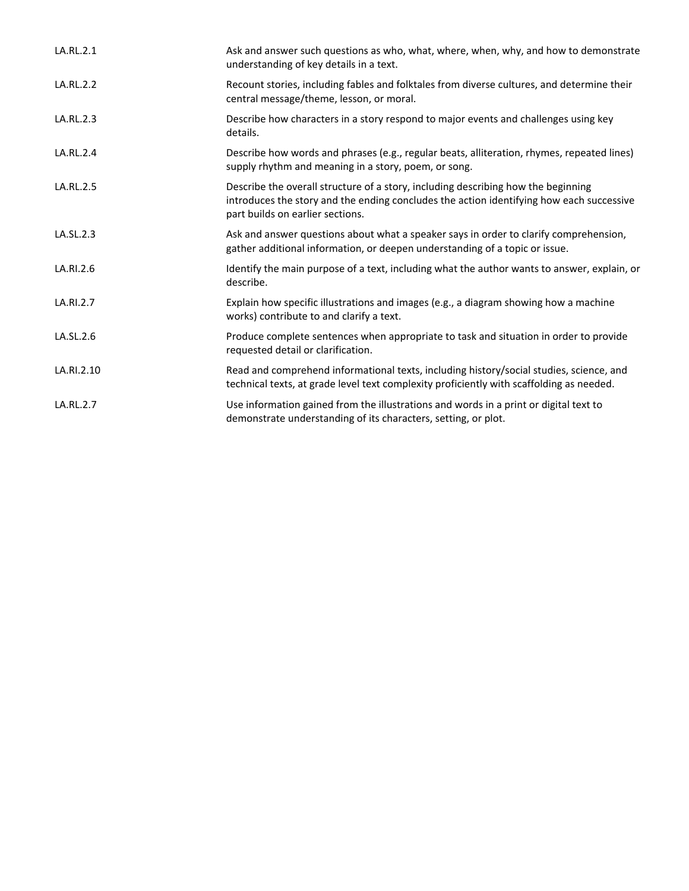| | |
|---|---|
| LA.RL.2.1 | Ask and answer such questions as who, what, where, when, why, and how to demonstrate understanding of key details in a text. |
| LA.RL.2.2 | Recount stories, including fables and folktales from diverse cultures, and determine their central message/theme, lesson, or moral. |
| LA.RL.2.3 | Describe how characters in a story respond to major events and challenges using key details. |
| LA.RL.2.4 | Describe how words and phrases (e.g., regular beats, alliteration, rhymes, repeated lines) supply rhythm and meaning in a story, poem, or song. |
| LA.RL.2.5 | Describe the overall structure of a story, including describing how the beginning introduces the story and the ending concludes the action identifying how each successive part builds on earlier sections. |
| LA.SL.2.3 | Ask and answer questions about what a speaker says in order to clarify comprehension, gather additional information, or deepen understanding of a topic or issue. |
| LA.RI.2.6 | Identify the main purpose of a text, including what the author wants to answer, explain, or describe. |
| LA.RI.2.7 | Explain how specific illustrations and images (e.g., a diagram showing how a machine works) contribute to and clarify a text. |
| LA.SL.2.6 | Produce complete sentences when appropriate to task and situation in order to provide requested detail or clarification. |
| LA.RI.2.10 | Read and comprehend informational texts, including history/social studies, science, and technical texts, at grade level text complexity proficiently with scaffolding as needed. |
| LA.RL.2.7 | Use information gained from the illustrations and words in a print or digital text to demonstrate understanding of its characters, setting, or plot. |